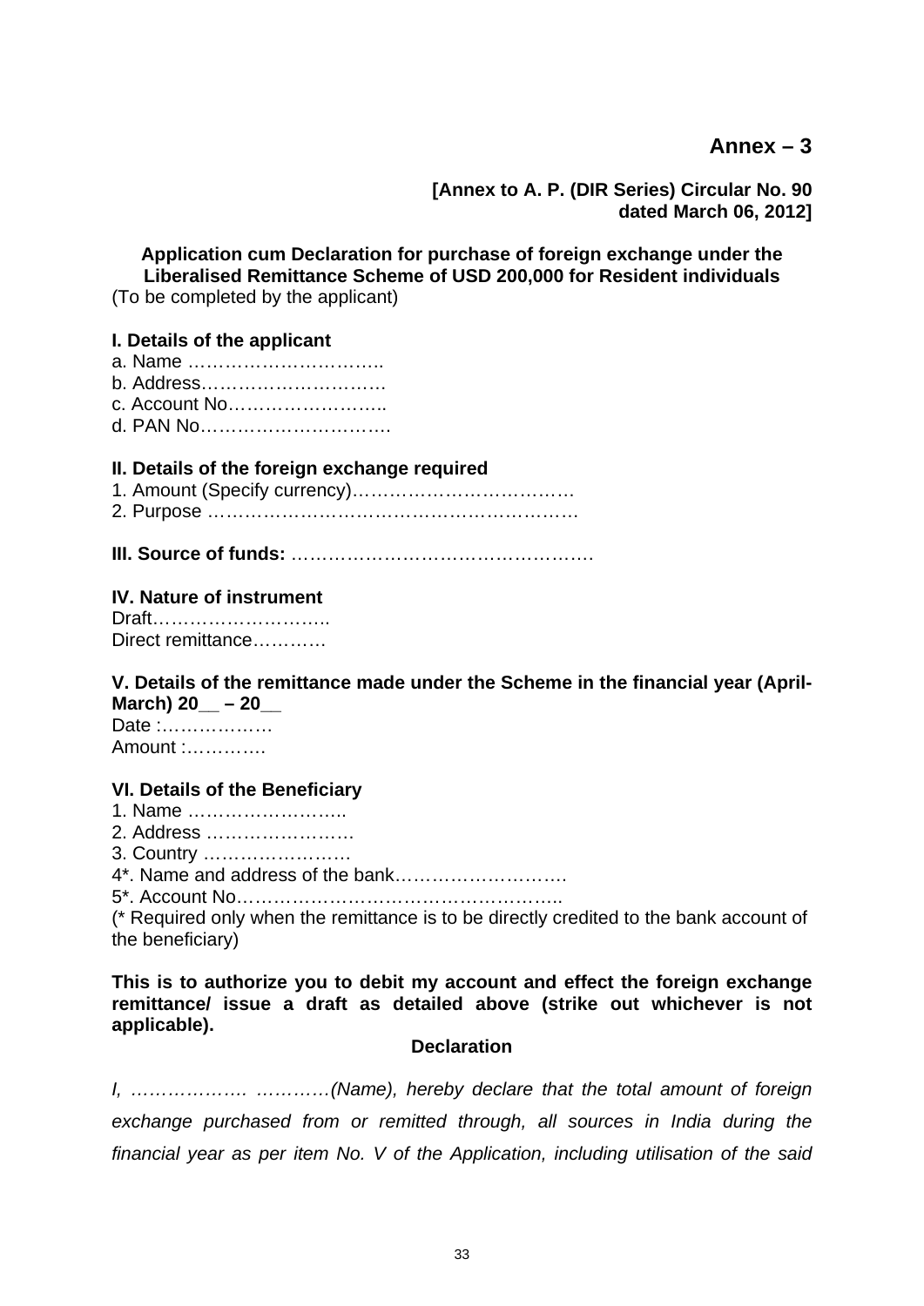**Annex – 3**

**[Annex to A. P. (DIR Series) Circular No. 90 dated March 06, 2012]**

**Application cum Declaration for purchase of foreign exchange under the Liberalised Remittance Scheme of USD 200,000 for Resident individuals**

(To be completed by the applicant)

**I. Details of the applicant**

a. Name …………………………..
b. Address…………………………
c. Account No……………………..
d. PAN No………………………….

**II. Details of the foreign exchange required**

1. Amount (Specify currency)………………………………
2. Purpose ……………………………………………………

**III. Source of funds:** ………………………………………….

**IV. Nature of instrument**

Draft………………………..
Direct remittance…………

**V. Details of the remittance made under the Scheme in the financial year (April-March) 20__ – 20__**

Date :………………
Amount :………….

**VI. Details of the Beneficiary**

1. Name ……………………..
2. Address ……………………
3. Country ……………………
4*. Name and address of the bank……………………….
5*. Account No……………………………………………..

(* Required only when the remittance is to be directly credited to the bank account of the beneficiary)

**This is to authorize you to debit my account and effect the foreign exchange remittance/ issue a draft as detailed above (strike out whichever is not applicable).**

**Declaration**

*I, ………………. …………(Name), hereby declare that the total amount of foreign exchange purchased from or remitted through, all sources in India during the financial year as per item No. V of the Application, including utilisation of the said*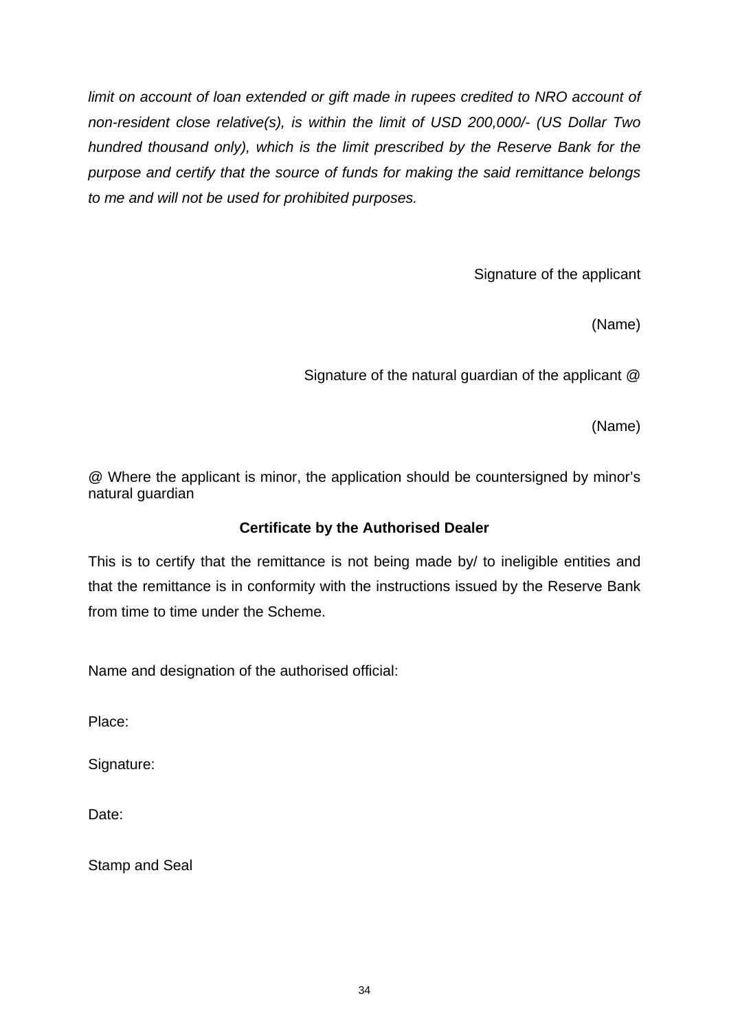*limit on account of loan extended or gift made in rupees credited to NRO account of non-resident close relative(s), is within the limit of USD 200,000/- (US Dollar Two hundred thousand only), which is the limit prescribed by the Reserve Bank for the purpose and certify that the source of funds for making the said remittance belongs to me and will not be used for prohibited purposes.*

Signature of the applicant

(Name)

Signature of the natural guardian of the applicant @

(Name)

@ Where the applicant is minor, the application should be countersigned by minor's natural guardian

**Certificate by the Authorised Dealer**

This is to certify that the remittance is not being made by/ to ineligible entities and that the remittance is in conformity with the instructions issued by the Reserve Bank from time to time under the Scheme.

Name and designation of the authorised official:

Place:

Signature:

Date:

Stamp and Seal